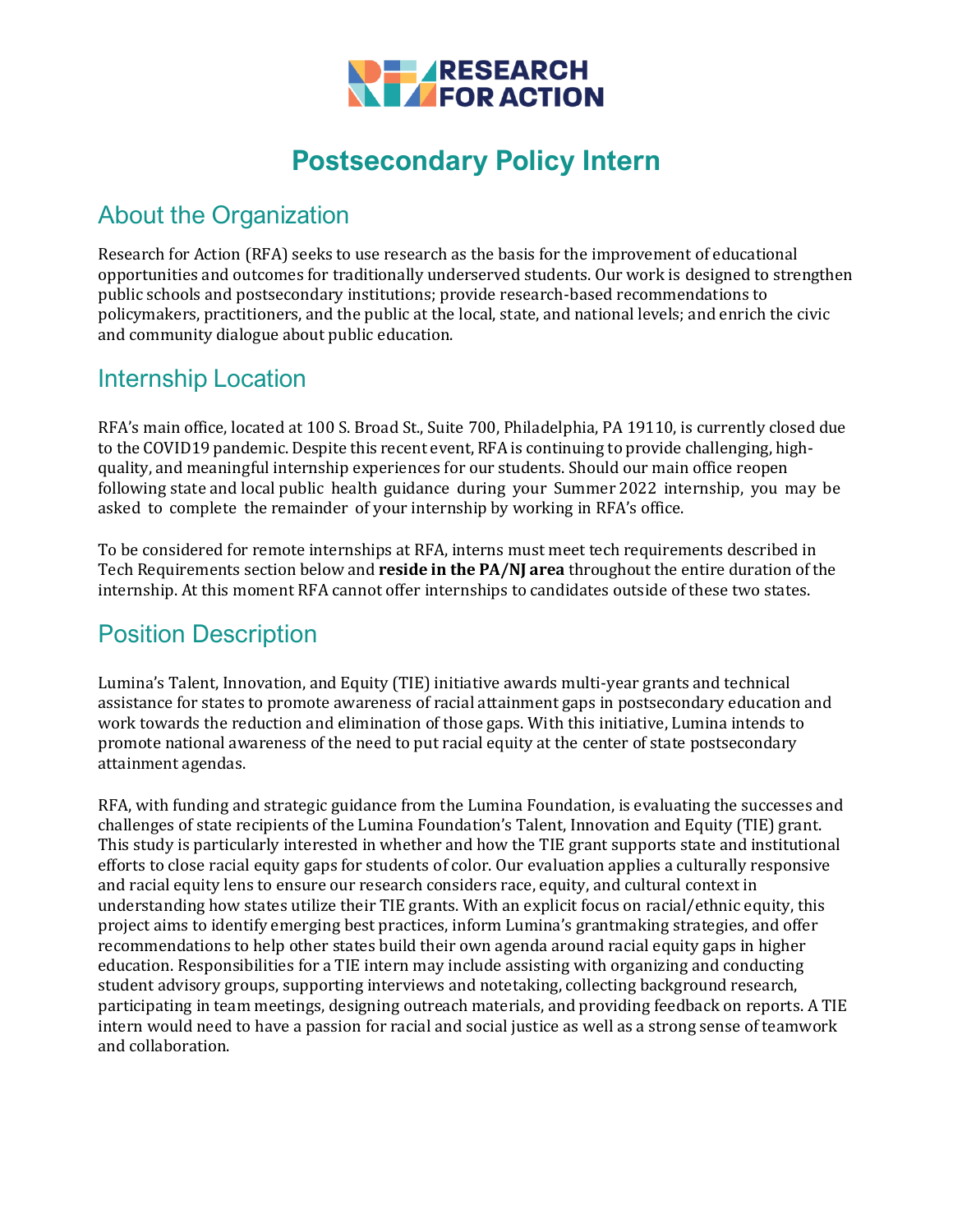# Postsecondary Policy Intern

## About the Organization

Research for Action (RFA) seeks to use research as the basis for the improvement of educational opportunities and outcomes for traditionally underserved students. Our work is designed to strengthen public schools and postsecondary institutions; provide research-based recommendations to policymakers, practitioners, and the public at the local, state, and national levels; and enrich the civic and community dialogue about public education.

## Internship Location

RFA's main office, located at 100 S. Broad St., Suite 700, Philadelphia, PA 19110, is currently closed due to the COVID19 pandemic. Despite this recent event, RFA is continuing to provide challenging, high-quality, and meaningful internship experiences for our students. Should our main office reopen following state and local public health guidance during your Summer 2022 internship, you may be asked to complete the remainder of your internship by working in RFA's office.

To be considered for remote internships at RFA, interns must meet tech requirements described in Tech Requirements section below and **reside in the PA/NJ area** throughout the entire duration of the internship. At this moment RFA cannot offer internships to candidates outside of these two states.

## Position Description

Lumina's Talent, Innovation, and Equity (TIE) initiative awards multi-year grants and technical assistance for states to promote awareness of racial attainment gaps in postsecondary education and work towards the reduction and elimination of those gaps. With this initiative, Lumina intends to promote national awareness of the need to put racial equity at the center of state postsecondary attainment agendas.

RFA, with funding and strategic guidance from the Lumina Foundation, is evaluating the successes and challenges of state recipients of the Lumina Foundation's Talent, Innovation and Equity (TIE) grant. This study is particularly interested in whether and how the TIE grant supports state and institutional efforts to close racial equity gaps for students of color. Our evaluation applies a culturally responsive and racial equity lens to ensure our research considers race, equity, and cultural context in understanding how states utilize their TIE grants. With an explicit focus on racial/ethnic equity, this project aims to identify emerging best practices, inform Lumina's grantmaking strategies, and offer recommendations to help other states build their own agenda around racial equity gaps in higher education. Responsibilities for a TIE intern may include assisting with organizing and conducting student advisory groups, supporting interviews and notetaking, collecting background research, participating in team meetings, designing outreach materials, and providing feedback on reports. A TIE intern would need to have a passion for racial and social justice as well as a strong sense of teamwork and collaboration.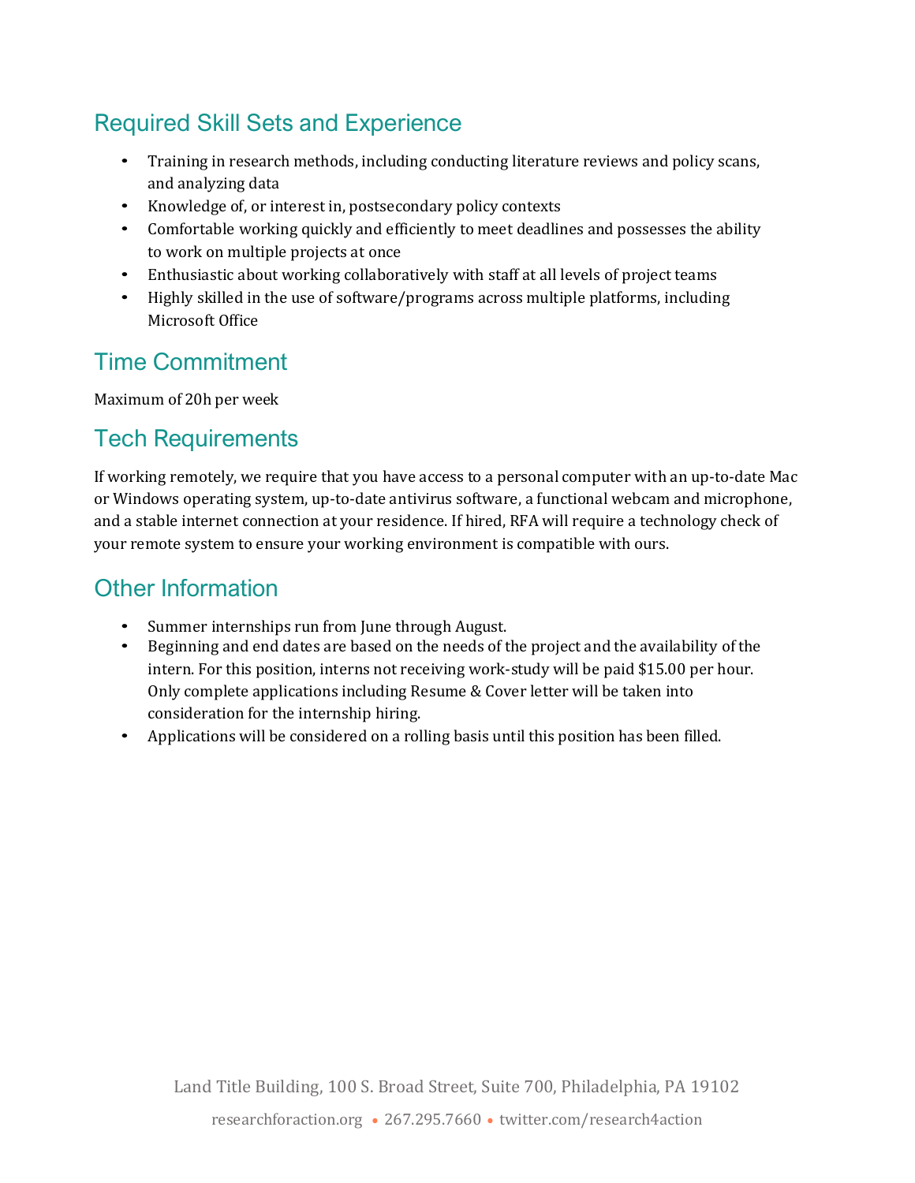## Required Skill Sets and Experience

- Training in research methods, including conducting literature reviews and policy scans, and analyzing data
- Knowledge of, or interest in, postsecondary policy contexts
- Comfortable working quickly and efficiently to meet deadlines and possesses the ability to work on multiple projects at once
- Enthusiastic about working collaboratively with staff at all levels of project teams
- Highly skilled in the use of software/programs across multiple platforms, including Microsoft Office

## Time Commitment

Maximum of 20h per week

## Tech Requirements

If working remotely, we require that you have access to a personal computer with an up-to-date Mac or Windows operating system, up-to-date antivirus software, a functional webcam and microphone, and a stable internet connection at your residence. If hired, RFA will require a technology check of your remote system to ensure your working environment is compatible with ours.

## Other Information

- Summer internships run from June through August.
- Beginning and end dates are based on the needs of the project and the availability of the intern. For this position, interns not receiving work-study will be paid $15.00 per hour. Only complete applications including Resume & Cover letter will be taken into consideration for the internship hiring.
- Applications will be considered on a rolling basis until this position has been filled.

Land Title Building, 100 S. Broad Street, Suite 700, Philadelphia, PA 19102

researchforaction.org • 267.295.7660 • twitter.com/research4action